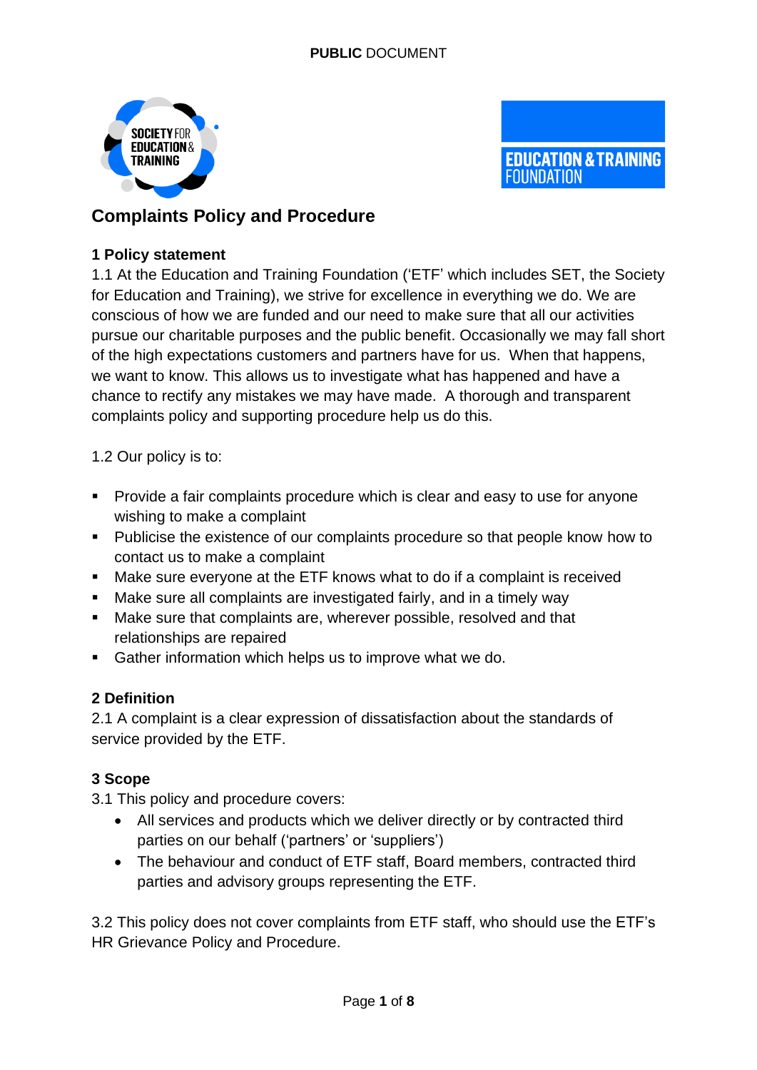# Complaints Policy and Procedure

## 1 Policy statement

1.1 At the Education and Training Foundation ('ETF' which includes SET, the Society for Education and Training), we strive for excellence in everything we do. We are conscious of how we are funded and our need to make sure that all our activities pursue our charitable purposes and the public benefit. Occasionally we may fall short of the high expectations customers and partners have for us. When that happens, we want to know. This allows us to investigate what has happened and have a chance to rectify any mistakes we may have made. A thorough and transparent complaints policy and supporting procedure help us do this.

1.2 Our policy is to:

- Provide a fair complaints procedure which is clear and easy to use for anyone wishing to make a complaint
- Publicise the existence of our complaints procedure so that people know how to contact us to make a complaint
- Make sure everyone at the ETF knows what to do if a complaint is received
- Make sure all complaints are investigated fairly, and in a timely way
- Make sure that complaints are, wherever possible, resolved and that relationships are repaired
- Gather information which helps us to improve what we do.

## 2 Definition

2.1 A complaint is a clear expression of dissatisfaction about the standards of service provided by the ETF.

## 3 Scope

3.1 This policy and procedure covers:

- All services and products which we deliver directly or by contracted third parties on our behalf ('partners' or 'suppliers')
- The behaviour and conduct of ETF staff, Board members, contracted third parties and advisory groups representing the ETF.

3.2 This policy does not cover complaints from ETF staff, who should use the ETF's HR Grievance Policy and Procedure.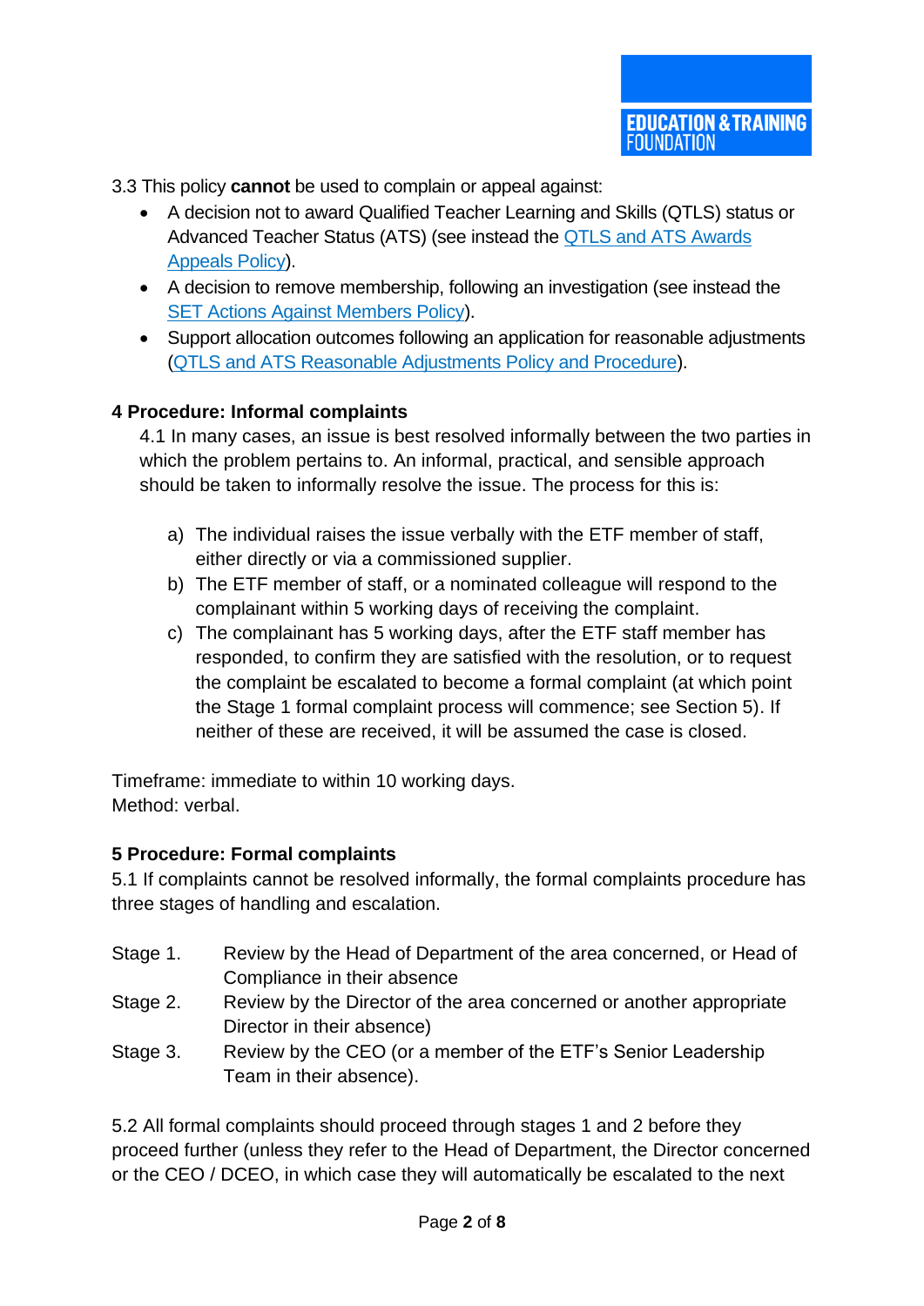3.3 This policy **cannot** be used to complain or appeal against:

- A decision not to award Qualified Teacher Learning and Skills (QTLS) status or Advanced Teacher Status (ATS) (see instead the [QTLS and ATS Awards Appeals Policy]).
- A decision to remove membership, following an investigation (see instead the [SET Actions Against Members Policy]).
- Support allocation outcomes following an application for reasonable adjustments ([QTLS and ATS Reasonable Adjustments Policy and Procedure]).

## 4 Procedure: Informal complaints

4.1 In many cases, an issue is best resolved informally between the two parties in which the problem pertains to. An informal, practical, and sensible approach should be taken to informally resolve the issue. The process for this is:

a) The individual raises the issue verbally with the ETF member of staff, either directly or via a commissioned supplier.

b) The ETF member of staff, or a nominated colleague will respond to the complainant within 5 working days of receiving the complaint.

c) The complainant has 5 working days, after the ETF staff member has responded, to confirm they are satisfied with the resolution, or to request the complaint be escalated to become a formal complaint (at which point the Stage 1 formal complaint process will commence; see Section 5). If neither of these are received, it will be assumed the case is closed.

Timeframe: immediate to within 10 working days.
Method: verbal.

## 5 Procedure: Formal complaints

5.1 If complaints cannot be resolved informally, the formal complaints procedure has three stages of handling and escalation.

Stage 1. Review by the Head of Department of the area concerned, or Head of Compliance in their absence

Stage 2. Review by the Director of the area concerned or another appropriate Director in their absence)

Stage 3. Review by the CEO (or a member of the ETF's Senior Leadership Team in their absence).

5.2 All formal complaints should proceed through stages 1 and 2 before they proceed further (unless they refer to the Head of Department, the Director concerned or the CEO / DCEO, in which case they will automatically be escalated to the next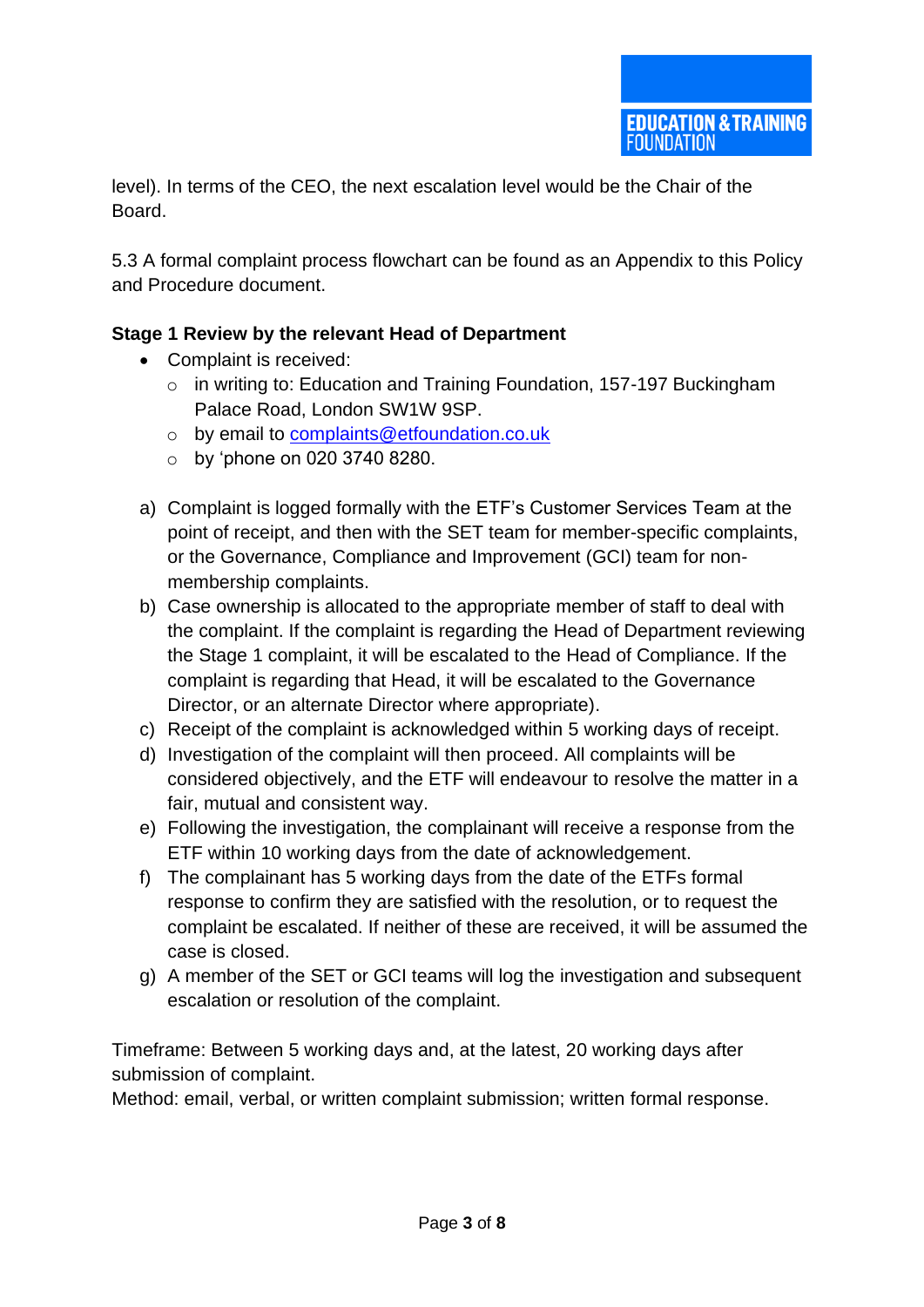level). In terms of the CEO, the next escalation level would be the Chair of the Board.

5.3 A formal complaint process flowchart can be found as an Appendix to this Policy and Procedure document.

**Stage 1 Review by the relevant Head of Department**

- Complaint is received:
  - in writing to: Education and Training Foundation, 157-197 Buckingham Palace Road, London SW1W 9SP.
  - by email to [complaints@etfoundation.co.uk](mailto:complaints@etfoundation.co.uk)
  - by 'phone on 020 3740 8280.

a) Complaint is logged formally with the ETF's Customer Services Team at the point of receipt, and then with the SET team for member-specific complaints, or the Governance, Compliance and Improvement (GCI) team for non-membership complaints.

b) Case ownership is allocated to the appropriate member of staff to deal with the complaint. If the complaint is regarding the Head of Department reviewing the Stage 1 complaint, it will be escalated to the Head of Compliance. If the complaint is regarding that Head, it will be escalated to the Governance Director, or an alternate Director where appropriate).

c) Receipt of the complaint is acknowledged within 5 working days of receipt.

d) Investigation of the complaint will then proceed. All complaints will be considered objectively, and the ETF will endeavour to resolve the matter in a fair, mutual and consistent way.

e) Following the investigation, the complainant will receive a response from the ETF within 10 working days from the date of acknowledgement.

f) The complainant has 5 working days from the date of the ETFs formal response to confirm they are satisfied with the resolution, or to request the complaint be escalated. If neither of these are received, it will be assumed the case is closed.

g) A member of the SET or GCI teams will log the investigation and subsequent escalation or resolution of the complaint.

Timeframe: Between 5 working days and, at the latest, 20 working days after submission of complaint.
Method: email, verbal, or written complaint submission; written formal response.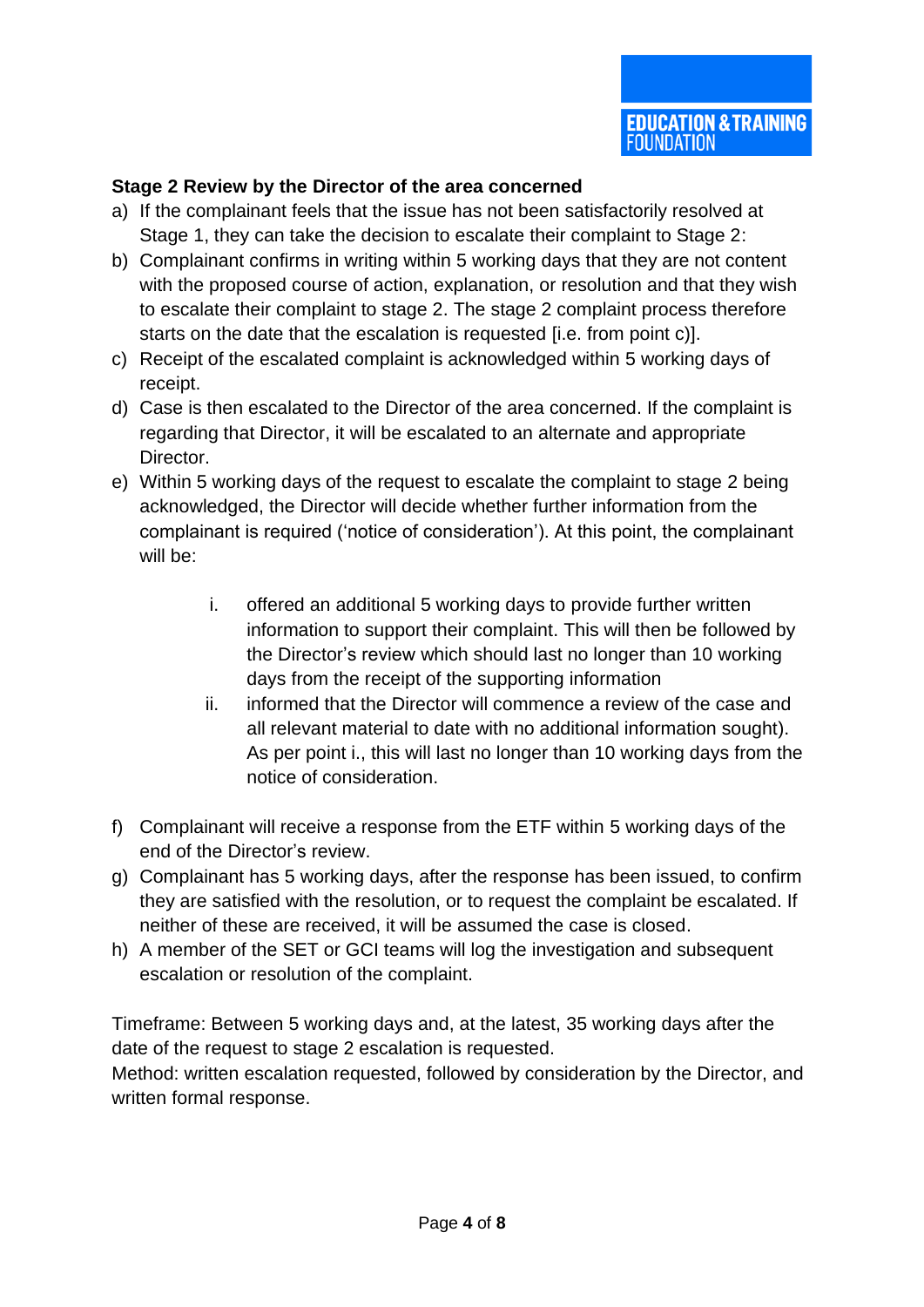**Stage 2 Review by the Director of the area concerned**

a) If the complainant feels that the issue has not been satisfactorily resolved at Stage 1, they can take the decision to escalate their complaint to Stage 2:
b) Complainant confirms in writing within 5 working days that they are not content with the proposed course of action, explanation, or resolution and that they wish to escalate their complaint to stage 2. The stage 2 complaint process therefore starts on the date that the escalation is requested [i.e. from point c)].
c) Receipt of the escalated complaint is acknowledged within 5 working days of receipt.
d) Case is then escalated to the Director of the area concerned. If the complaint is regarding that Director, it will be escalated to an alternate and appropriate Director.
e) Within 5 working days of the request to escalate the complaint to stage 2 being acknowledged, the Director will decide whether further information from the complainant is required ('notice of consideration'). At this point, the complainant will be:

    i. offered an additional 5 working days to provide further written information to support their complaint. This will then be followed by the Director's review which should last no longer than 10 working days from the receipt of the supporting information
    ii. informed that the Director will commence a review of the case and all relevant material to date with no additional information sought). As per point i., this will last no longer than 10 working days from the notice of consideration.

f) Complainant will receive a response from the ETF within 5 working days of the end of the Director's review.
g) Complainant has 5 working days, after the response has been issued, to confirm they are satisfied with the resolution, or to request the complaint be escalated. If neither of these are received, it will be assumed the case is closed.
h) A member of the SET or GCI teams will log the investigation and subsequent escalation or resolution of the complaint.

Timeframe: Between 5 working days and, at the latest, 35 working days after the date of the request to stage 2 escalation is requested.
Method: written escalation requested, followed by consideration by the Director, and written formal response.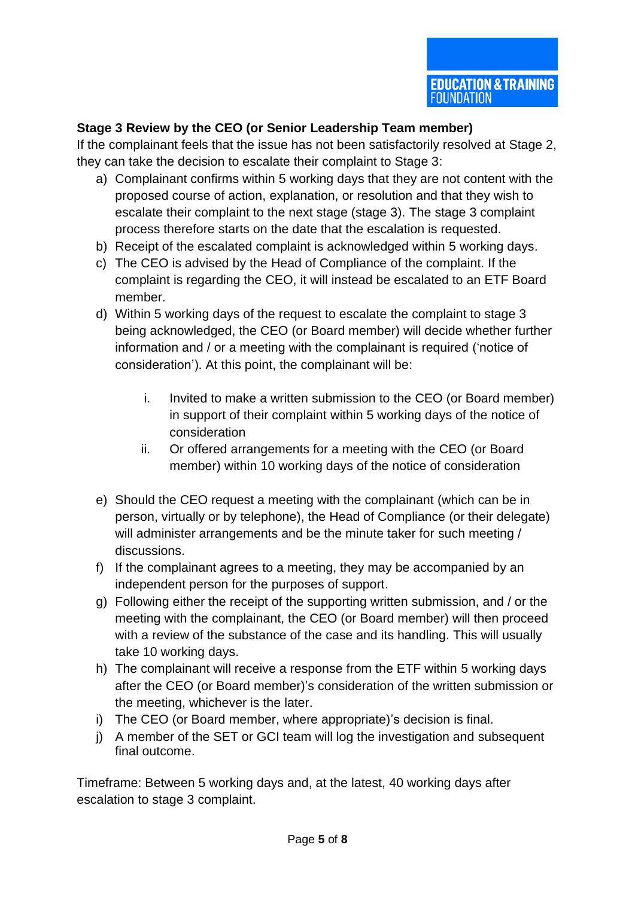**Stage 3 Review by the CEO (or Senior Leadership Team member)**

If the complainant feels that the issue has not been satisfactorily resolved at Stage 2, they can take the decision to escalate their complaint to Stage 3:

a) Complainant confirms within 5 working days that they are not content with the proposed course of action, explanation, or resolution and that they wish to escalate their complaint to the next stage (stage 3). The stage 3 complaint process therefore starts on the date that the escalation is requested.

b) Receipt of the escalated complaint is acknowledged within 5 working days.

c) The CEO is advised by the Head of Compliance of the complaint. If the complaint is regarding the CEO, it will instead be escalated to an ETF Board member.

d) Within 5 working days of the request to escalate the complaint to stage 3 being acknowledged, the CEO (or Board member) will decide whether further information and / or a meeting with the complainant is required ('notice of consideration'). At this point, the complainant will be:

    i. Invited to make a written submission to the CEO (or Board member) in support of their complaint within 5 working days of the notice of consideration

    ii. Or offered arrangements for a meeting with the CEO (or Board member) within 10 working days of the notice of consideration

e) Should the CEO request a meeting with the complainant (which can be in person, virtually or by telephone), the Head of Compliance (or their delegate) will administer arrangements and be the minute taker for such meeting / discussions.

f) If the complainant agrees to a meeting, they may be accompanied by an independent person for the purposes of support.

g) Following either the receipt of the supporting written submission, and / or the meeting with the complainant, the CEO (or Board member) will then proceed with a review of the substance of the case and its handling. This will usually take 10 working days.

h) The complainant will receive a response from the ETF within 5 working days after the CEO (or Board member)'s consideration of the written submission or the meeting, whichever is the later.

i) The CEO (or Board member, where appropriate)'s decision is final.

j) A member of the SET or GCI team will log the investigation and subsequent final outcome.

Timeframe: Between 5 working days and, at the latest, 40 working days after escalation to stage 3 complaint.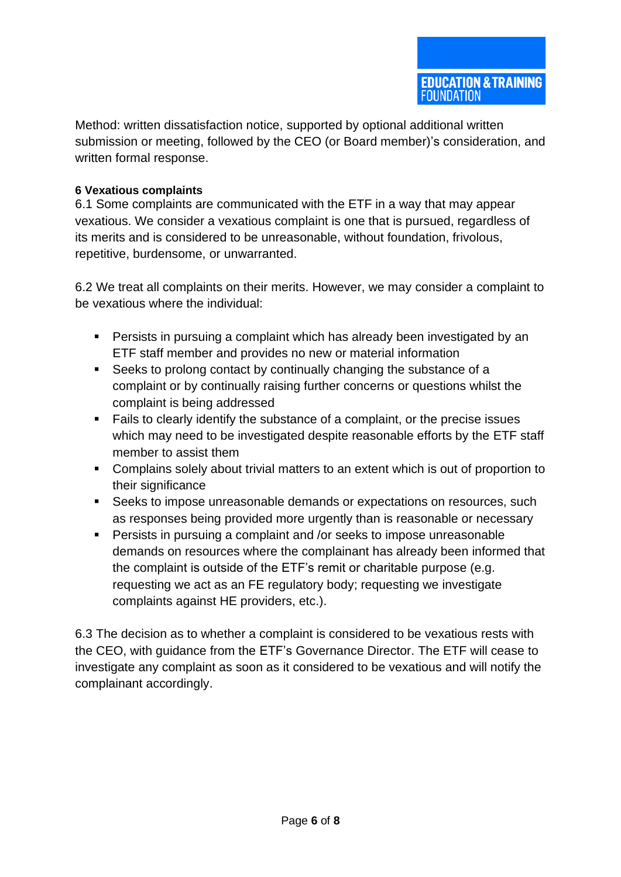Method: written dissatisfaction notice, supported by optional additional written submission or meeting, followed by the CEO (or Board member)'s consideration, and written formal response.

#### 6 Vexatious complaints

6.1 Some complaints are communicated with the ETF in a way that may appear vexatious. We consider a vexatious complaint is one that is pursued, regardless of its merits and is considered to be unreasonable, without foundation, frivolous, repetitive, burdensome, or unwarranted.

6.2 We treat all complaints on their merits. However, we may consider a complaint to be vexatious where the individual:

- Persists in pursuing a complaint which has already been investigated by an ETF staff member and provides no new or material information
- Seeks to prolong contact by continually changing the substance of a complaint or by continually raising further concerns or questions whilst the complaint is being addressed
- Fails to clearly identify the substance of a complaint, or the precise issues which may need to be investigated despite reasonable efforts by the ETF staff member to assist them
- Complains solely about trivial matters to an extent which is out of proportion to their significance
- Seeks to impose unreasonable demands or expectations on resources, such as responses being provided more urgently than is reasonable or necessary
- Persists in pursuing a complaint and /or seeks to impose unreasonable demands on resources where the complainant has already been informed that the complaint is outside of the ETF's remit or charitable purpose (e.g. requesting we act as an FE regulatory body; requesting we investigate complaints against HE providers, etc.).

6.3 The decision as to whether a complaint is considered to be vexatious rests with the CEO, with guidance from the ETF's Governance Director. The ETF will cease to investigate any complaint as soon as it considered to be vexatious and will notify the complainant accordingly.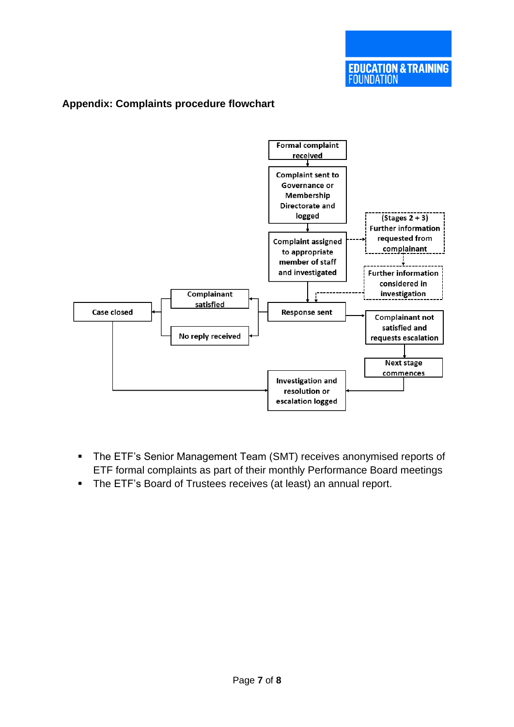## Appendix: Complaints procedure flowchart

Formal complaint received

Complaint sent to Governance or Membership Directorate and logged

Complaint assigned to appropriate member of staff and investigated

(Stages 2 + 3) Further information requested from complainant

Further information considered in investigation

Response sent

Complainant satisfied

No reply received

Case closed

Complainant not satisfied and requests escalation

Next stage commences

Investigation and resolution or escalation logged

- The ETF's Senior Management Team (SMT) receives anonymised reports of ETF formal complaints as part of their monthly Performance Board meetings
- The ETF's Board of Trustees receives (at least) an annual report.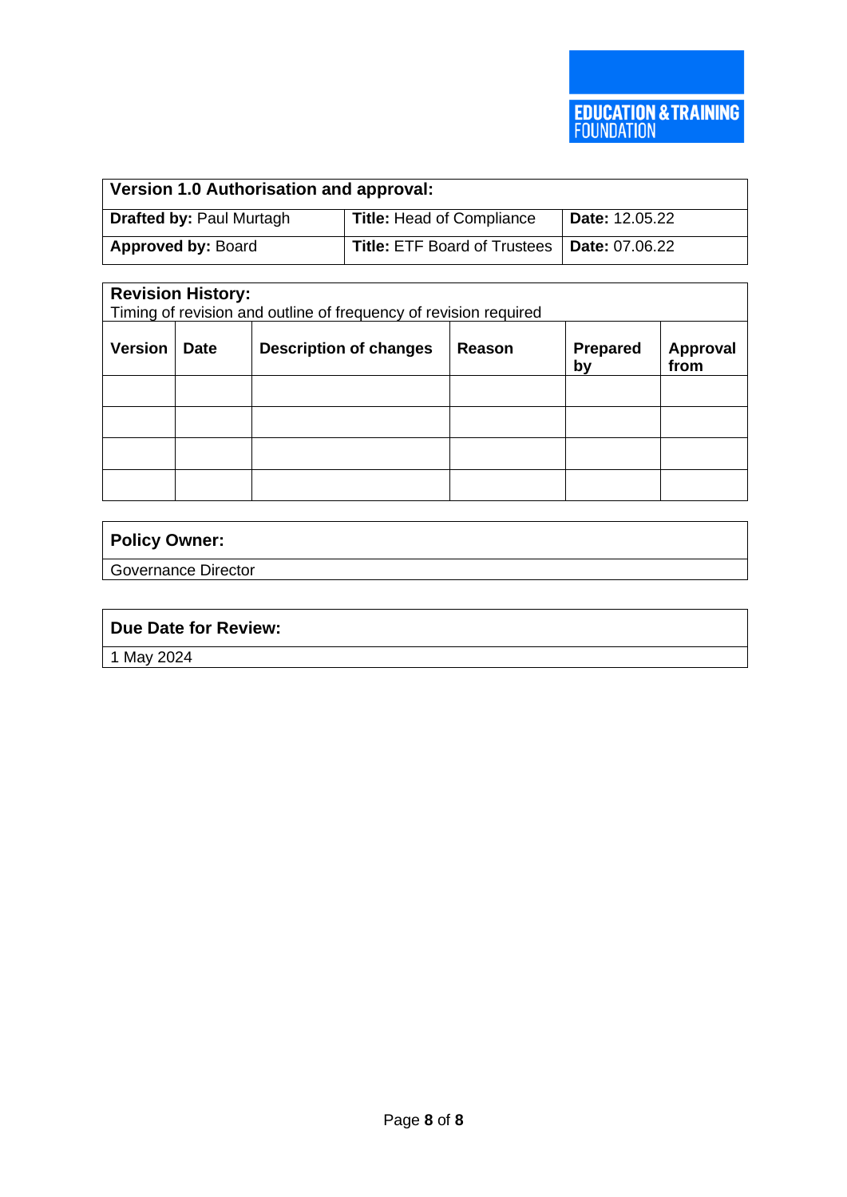EDUCATION & TRAINING FOUNDATION

| Version 1.0 Authorisation and approval: | | |
|---|---|---|
| **Drafted by:** Paul Murtagh | **Title:** Head of Compliance | **Date:** 12.05.22 |
| **Approved by:** Board | **Title:** ETF Board of Trustees | **Date:** 07.06.22 |

**Revision History:**
Timing of revision and outline of frequency of revision required

| Version | Date | Description of changes | Reason | Prepared by | Approval from |
|---|---|---|---|---|---|
| | | | | | |
| | | | | | |
| | | | | | |
| | | | | | |

**Policy Owner:**

Governance Director

**Due Date for Review:**

1 May 2024